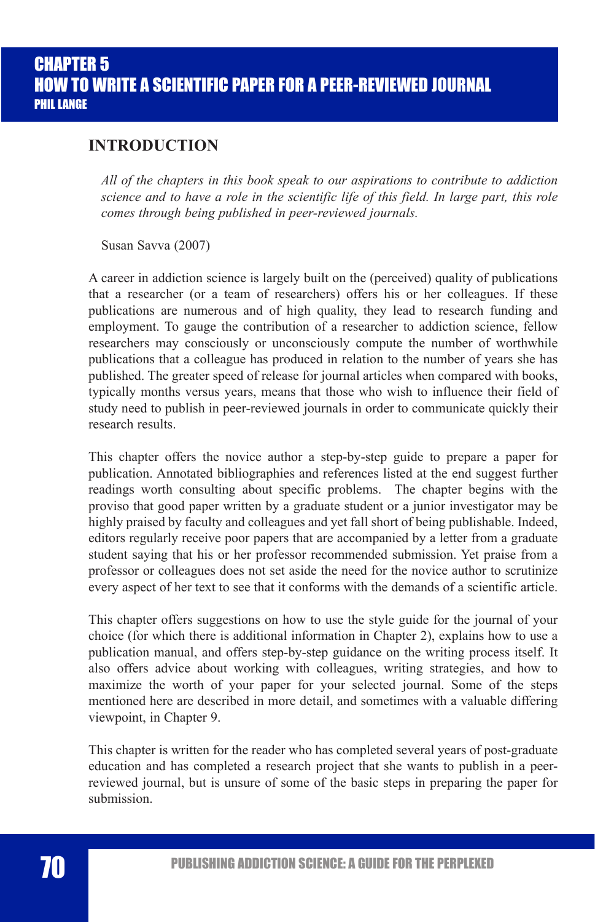# CHAPTER 5
# HOW TO WRITE A SCIENTIFIC PAPER FOR A PEER-REVIEWED JOURNAL
**PHIL LANGE**

## INTRODUCTION

> *All of the chapters in this book speak to our aspirations to contribute to addiction science and to have a role in the scientific life of this field. In large part, this role comes through being published in peer-reviewed journals.*
>
> Susan Savva (2007)

A career in addiction science is largely built on the (perceived) quality of publications that a researcher (or a team of researchers) offers his or her colleagues. If these publications are numerous and of high quality, they lead to research funding and employment. To gauge the contribution of a researcher to addiction science, fellow researchers may consciously or unconsciously compute the number of worthwhile publications that a colleague has produced in relation to the number of years she has published. The greater speed of release for journal articles when compared with books, typically months versus years, means that those who wish to influence their field of study need to publish in peer-reviewed journals in order to communicate quickly their research results.

This chapter offers the novice author a step-by-step guide to prepare a paper for publication. Annotated bibliographies and references listed at the end suggest further readings worth consulting about specific problems. The chapter begins with the proviso that good paper written by a graduate student or a junior investigator may be highly praised by faculty and colleagues and yet fall short of being publishable. Indeed, editors regularly receive poor papers that are accompanied by a letter from a graduate student saying that his or her professor recommended submission. Yet praise from a professor or colleagues does not set aside the need for the novice author to scrutinize every aspect of her text to see that it conforms with the demands of a scientific article.

This chapter offers suggestions on how to use the style guide for the journal of your choice (for which there is additional information in Chapter 2), explains how to use a publication manual, and offers step-by-step guidance on the writing process itself. It also offers advice about working with colleagues, writing strategies, and how to maximize the worth of your paper for your selected journal. Some of the steps mentioned here are described in more detail, and sometimes with a valuable differing viewpoint, in Chapter 9.

This chapter is written for the reader who has completed several years of post-graduate education and has completed a research project that she wants to publish in a peer-reviewed journal, but is unsure of some of the basic steps in preparing the paper for submission.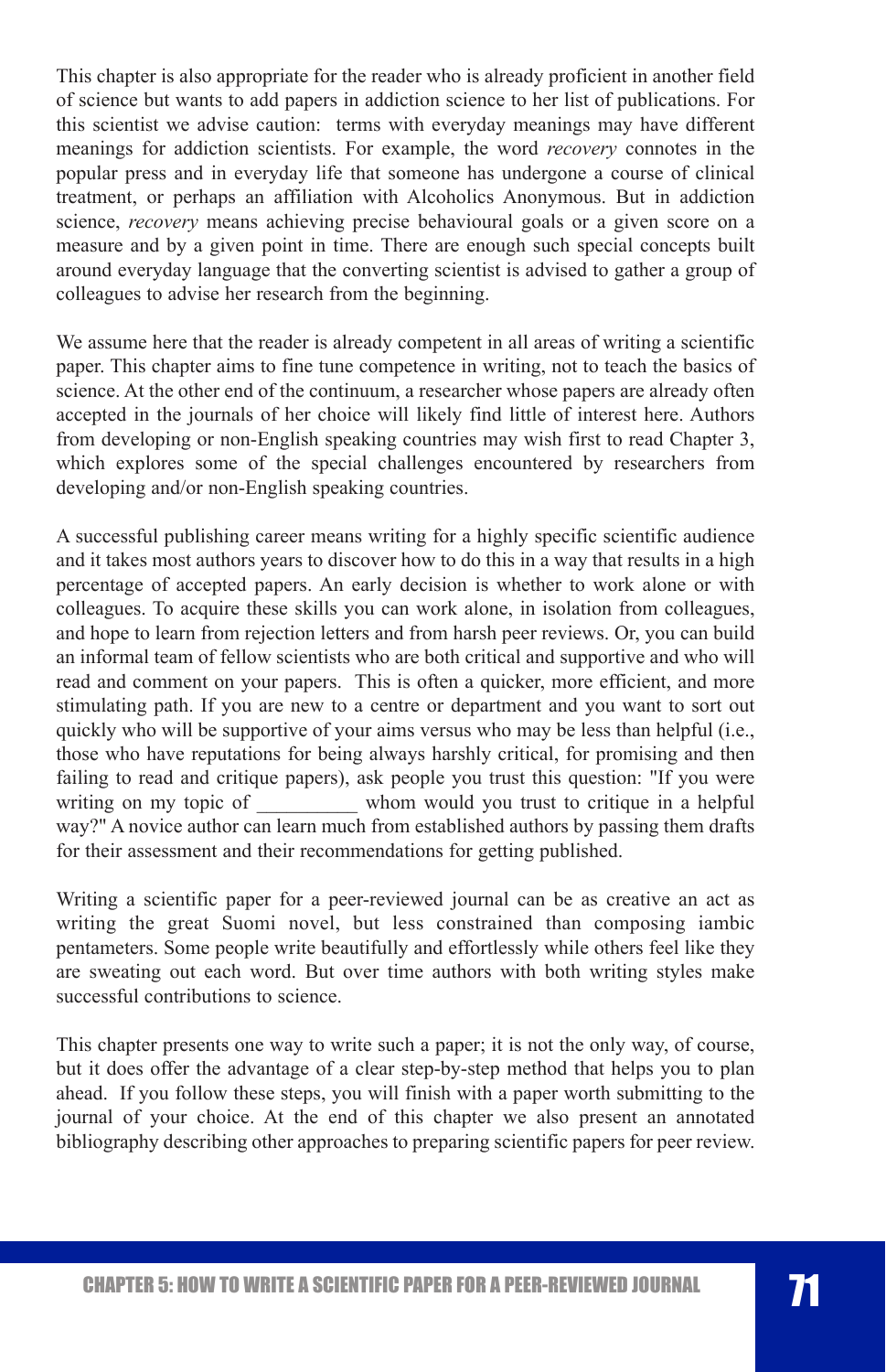This chapter is also appropriate for the reader who is already proficient in another field of science but wants to add papers in addiction science to her list of publications. For this scientist we advise caution: terms with everyday meanings may have different meanings for addiction scientists. For example, the word *recovery* connotes in the popular press and in everyday life that someone has undergone a course of clinical treatment, or perhaps an affiliation with Alcoholics Anonymous. But in addiction science, *recovery* means achieving precise behavioural goals or a given score on a measure and by a given point in time. There are enough such special concepts built around everyday language that the converting scientist is advised to gather a group of colleagues to advise her research from the beginning.

We assume here that the reader is already competent in all areas of writing a scientific paper. This chapter aims to fine tune competence in writing, not to teach the basics of science. At the other end of the continuum, a researcher whose papers are already often accepted in the journals of her choice will likely find little of interest here. Authors from developing or non-English speaking countries may wish first to read Chapter 3, which explores some of the special challenges encountered by researchers from developing and/or non-English speaking countries.

A successful publishing career means writing for a highly specific scientific audience and it takes most authors years to discover how to do this in a way that results in a high percentage of accepted papers. An early decision is whether to work alone or with colleagues. To acquire these skills you can work alone, in isolation from colleagues, and hope to learn from rejection letters and from harsh peer reviews. Or, you can build an informal team of fellow scientists who are both critical and supportive and who will read and comment on your papers. This is often a quicker, more efficient, and more stimulating path. If you are new to a centre or department and you want to sort out quickly who will be supportive of your aims versus who may be less than helpful (i.e., those who have reputations for being always harshly critical, for promising and then failing to read and critique papers), ask people you trust this question: "If you were writing on my topic of __________ whom would you trust to critique in a helpful way?" A novice author can learn much from established authors by passing them drafts for their assessment and their recommendations for getting published.

Writing a scientific paper for a peer-reviewed journal can be as creative an act as writing the great Suomi novel, but less constrained than composing iambic pentameters. Some people write beautifully and effortlessly while others feel like they are sweating out each word. But over time authors with both writing styles make successful contributions to science.

This chapter presents one way to write such a paper; it is not the only way, of course, but it does offer the advantage of a clear step-by-step method that helps you to plan ahead. If you follow these steps, you will finish with a paper worth submitting to the journal of your choice. At the end of this chapter we also present an annotated bibliography describing other approaches to preparing scientific papers for peer review.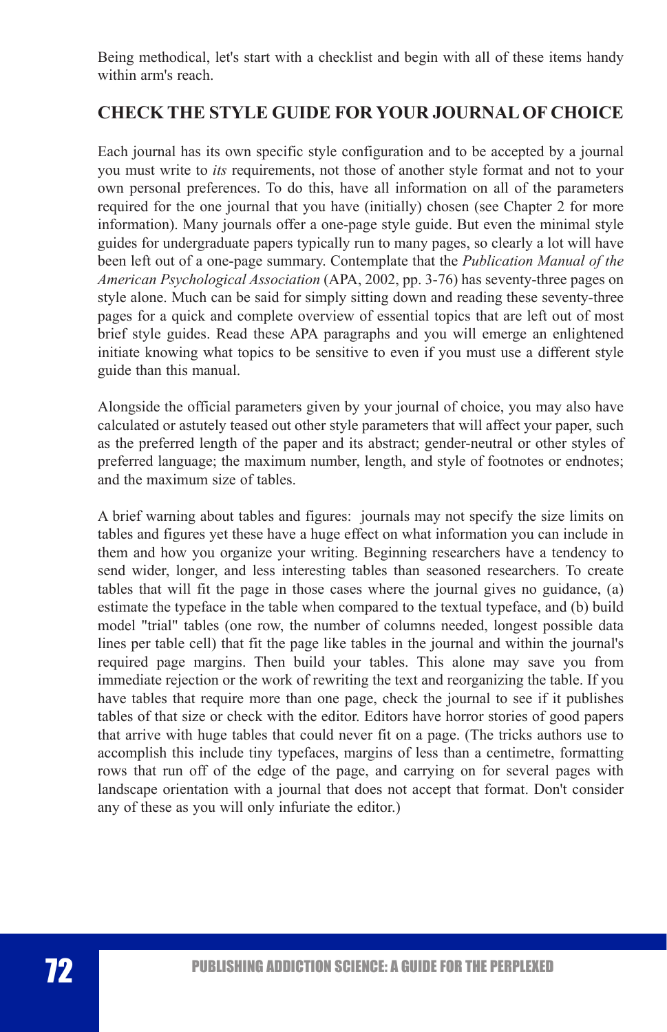Being methodical, let's start with a checklist and begin with all of these items handy within arm's reach.

## CHECK THE STYLE GUIDE FOR YOUR JOURNAL OF CHOICE

Each journal has its own specific style configuration and to be accepted by a journal you must write to *its* requirements, not those of another style format and not to your own personal preferences. To do this, have all information on all of the parameters required for the one journal that you have (initially) chosen (see Chapter 2 for more information). Many journals offer a one-page style guide. But even the minimal style guides for undergraduate papers typically run to many pages, so clearly a lot will have been left out of a one-page summary. Contemplate that the *Publication Manual of the American Psychological Association* (APA, 2002, pp. 3-76) has seventy-three pages on style alone. Much can be said for simply sitting down and reading these seventy-three pages for a quick and complete overview of essential topics that are left out of most brief style guides. Read these APA paragraphs and you will emerge an enlightened initiate knowing what topics to be sensitive to even if you must use a different style guide than this manual.

Alongside the official parameters given by your journal of choice, you may also have calculated or astutely teased out other style parameters that will affect your paper, such as the preferred length of the paper and its abstract; gender-neutral or other styles of preferred language; the maximum number, length, and style of footnotes or endnotes; and the maximum size of tables.

A brief warning about tables and figures: journals may not specify the size limits on tables and figures yet these have a huge effect on what information you can include in them and how you organize your writing. Beginning researchers have a tendency to send wider, longer, and less interesting tables than seasoned researchers. To create tables that will fit the page in those cases where the journal gives no guidance, (a) estimate the typeface in the table when compared to the textual typeface, and (b) build model "trial" tables (one row, the number of columns needed, longest possible data lines per table cell) that fit the page like tables in the journal and within the journal's required page margins. Then build your tables. This alone may save you from immediate rejection or the work of rewriting the text and reorganizing the table. If you have tables that require more than one page, check the journal to see if it publishes tables of that size or check with the editor. Editors have horror stories of good papers that arrive with huge tables that could never fit on a page. (The tricks authors use to accomplish this include tiny typefaces, margins of less than a centimetre, formatting rows that run off of the edge of the page, and carrying on for several pages with landscape orientation with a journal that does not accept that format. Don't consider any of these as you will only infuriate the editor.)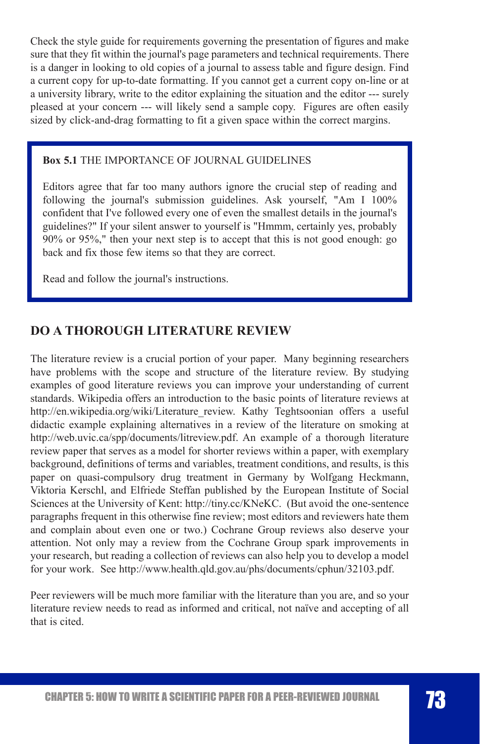Check the style guide for requirements governing the presentation of figures and make sure that they fit within the journal's page parameters and technical requirements. There is a danger in looking to old copies of a journal to assess table and figure design. Find a current copy for up-to-date formatting. If you cannot get a current copy on-line or at a university library, write to the editor explaining the situation and the editor --- surely pleased at your concern --- will likely send a sample copy. Figures are often easily sized by click-and-drag formatting to fit a given space within the correct margins.

> **Box 5.1** THE IMPORTANCE OF JOURNAL GUIDELINES
>
> Editors agree that far too many authors ignore the crucial step of reading and following the journal's submission guidelines. Ask yourself, "Am I 100% confident that I've followed every one of even the smallest details in the journal's guidelines?" If your silent answer to yourself is "Hmmm, certainly yes, probably 90% or 95%," then your next step is to accept that this is not good enough: go back and fix those few items so that they are correct.
>
> Read and follow the journal's instructions.

## DO A THOROUGH LITERATURE REVIEW

The literature review is a crucial portion of your paper. Many beginning researchers have problems with the scope and structure of the literature review. By studying examples of good literature reviews you can improve your understanding of current standards. Wikipedia offers an introduction to the basic points of literature reviews at http://en.wikipedia.org/wiki/Literature_review. Kathy Teghtsoonian offers a useful didactic example explaining alternatives in a review of the literature on smoking at http://web.uvic.ca/spp/documents/litreview.pdf. An example of a thorough literature review paper that serves as a model for shorter reviews within a paper, with exemplary background, definitions of terms and variables, treatment conditions, and results, is this paper on quasi-compulsory drug treatment in Germany by Wolfgang Heckmann, Viktoria Kerschl, and Elfriede Steffan published by the European Institute of Social Sciences at the University of Kent: http://tiny.cc/KNeKC. (But avoid the one-sentence paragraphs frequent in this otherwise fine review; most editors and reviewers hate them and complain about even one or two.) Cochrane Group reviews also deserve your attention. Not only may a review from the Cochrane Group spark improvements in your research, but reading a collection of reviews can also help you to develop a model for your work. See http://www.health.qld.gov.au/phs/documents/cphun/32103.pdf.

Peer reviewers will be much more familiar with the literature than you are, and so your literature review needs to read as informed and critical, not naïve and accepting of all that is cited.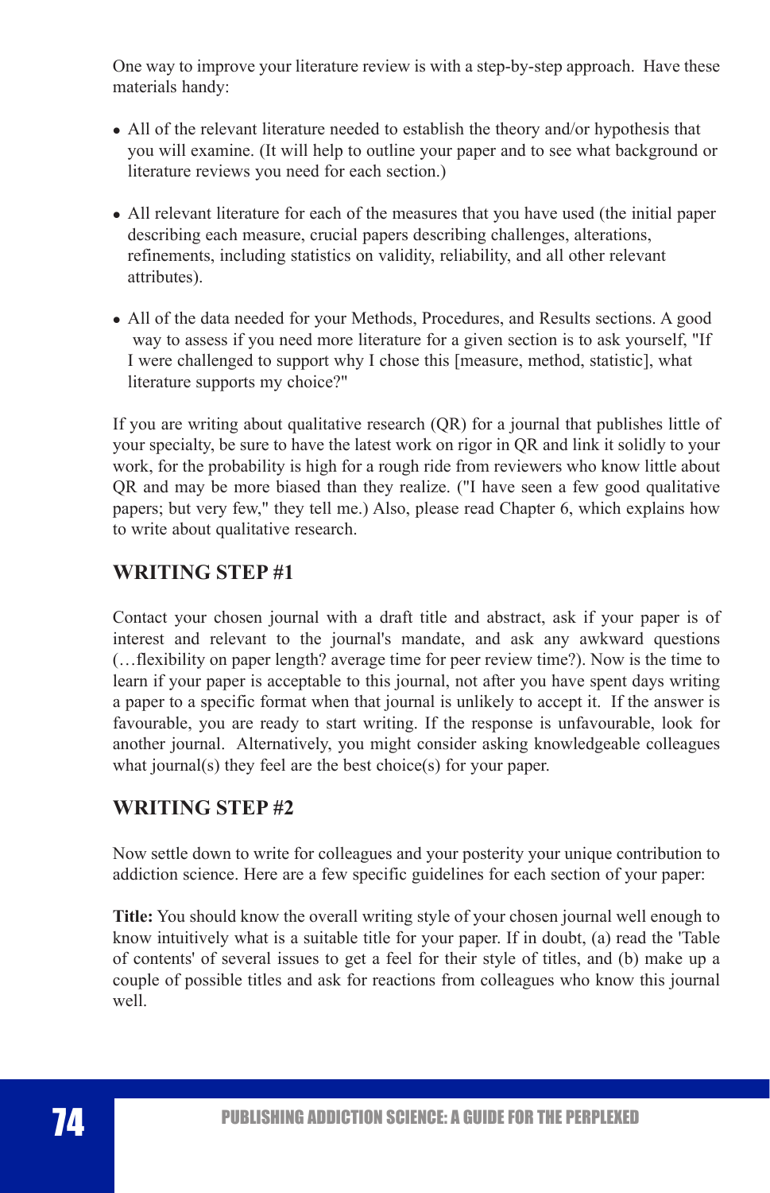One way to improve your literature review is with a step-by-step approach. Have these materials handy:

- All of the relevant literature needed to establish the theory and/or hypothesis that you will examine. (It will help to outline your paper and to see what background or literature reviews you need for each section.)
- All relevant literature for each of the measures that you have used (the initial paper describing each measure, crucial papers describing challenges, alterations, refinements, including statistics on validity, reliability, and all other relevant attributes).
- All of the data needed for your Methods, Procedures, and Results sections. A good way to assess if you need more literature for a given section is to ask yourself, "If I were challenged to support why I chose this [measure, method, statistic], what literature supports my choice?"

If you are writing about qualitative research (QR) for a journal that publishes little of your specialty, be sure to have the latest work on rigor in QR and link it solidly to your work, for the probability is high for a rough ride from reviewers who know little about QR and may be more biased than they realize. ("I have seen a few good qualitative papers; but very few," they tell me.) Also, please read Chapter 6, which explains how to write about qualitative research.

## WRITING STEP #1

Contact your chosen journal with a draft title and abstract, ask if your paper is of interest and relevant to the journal's mandate, and ask any awkward questions (…flexibility on paper length? average time for peer review time?). Now is the time to learn if your paper is acceptable to this journal, not after you have spent days writing a paper to a specific format when that journal is unlikely to accept it. If the answer is favourable, you are ready to start writing. If the response is unfavourable, look for another journal. Alternatively, you might consider asking knowledgeable colleagues what journal(s) they feel are the best choice(s) for your paper.

## WRITING STEP #2

Now settle down to write for colleagues and your posterity your unique contribution to addiction science. Here are a few specific guidelines for each section of your paper:

**Title:** You should know the overall writing style of your chosen journal well enough to know intuitively what is a suitable title for your paper. If in doubt, (a) read the 'Table of contents' of several issues to get a feel for their style of titles, and (b) make up a couple of possible titles and ask for reactions from colleagues who know this journal well.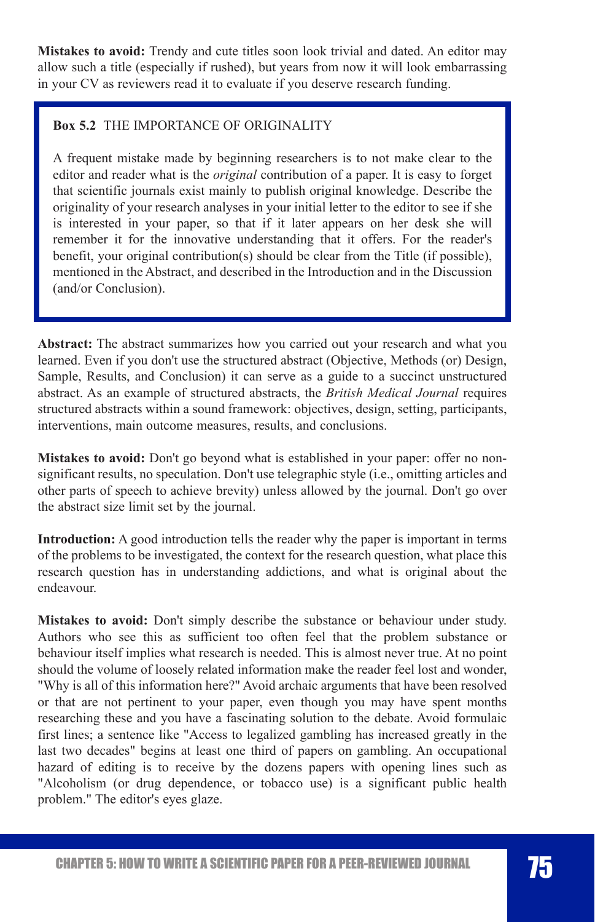**Mistakes to avoid:** Trendy and cute titles soon look trivial and dated. An editor may allow such a title (especially if rushed), but years from now it will look embarrassing in your CV as reviewers read it to evaluate if you deserve research funding.

> **Box 5.2** THE IMPORTANCE OF ORIGINALITY
>
> A frequent mistake made by beginning researchers is to not make clear to the editor and reader what is the *original* contribution of a paper. It is easy to forget that scientific journals exist mainly to publish original knowledge. Describe the originality of your research analyses in your initial letter to the editor to see if she is interested in your paper, so that if it later appears on her desk she will remember it for the innovative understanding that it offers. For the reader's benefit, your original contribution(s) should be clear from the Title (if possible), mentioned in the Abstract, and described in the Introduction and in the Discussion (and/or Conclusion).

**Abstract:** The abstract summarizes how you carried out your research and what you learned. Even if you don't use the structured abstract (Objective, Methods (or) Design, Sample, Results, and Conclusion) it can serve as a guide to a succinct unstructured abstract. As an example of structured abstracts, the *British Medical Journal* requires structured abstracts within a sound framework: objectives, design, setting, participants, interventions, main outcome measures, results, and conclusions.

**Mistakes to avoid:** Don't go beyond what is established in your paper: offer no non-significant results, no speculation. Don't use telegraphic style (i.e., omitting articles and other parts of speech to achieve brevity) unless allowed by the journal. Don't go over the abstract size limit set by the journal.

**Introduction:** A good introduction tells the reader why the paper is important in terms of the problems to be investigated, the context for the research question, what place this research question has in understanding addictions, and what is original about the endeavour.

**Mistakes to avoid:** Don't simply describe the substance or behaviour under study. Authors who see this as sufficient too often feel that the problem substance or behaviour itself implies what research is needed. This is almost never true. At no point should the volume of loosely related information make the reader feel lost and wonder, "Why is all of this information here?" Avoid archaic arguments that have been resolved or that are not pertinent to your paper, even though you may have spent months researching these and you have a fascinating solution to the debate. Avoid formulaic first lines; a sentence like "Access to legalized gambling has increased greatly in the last two decades" begins at least one third of papers on gambling. An occupational hazard of editing is to receive by the dozens papers with opening lines such as "Alcoholism (or drug dependence, or tobacco use) is a significant public health problem." The editor's eyes glaze.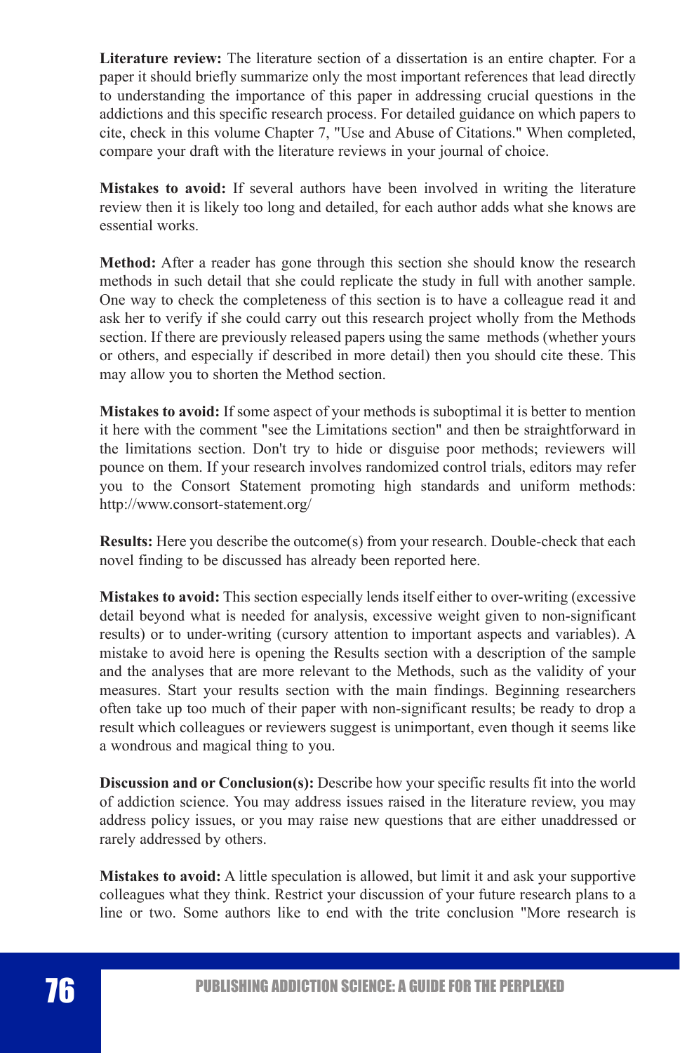**Literature review:** The literature section of a dissertation is an entire chapter. For a paper it should briefly summarize only the most important references that lead directly to understanding the importance of this paper in addressing crucial questions in the addictions and this specific research process. For detailed guidance on which papers to cite, check in this volume Chapter 7, "Use and Abuse of Citations." When completed, compare your draft with the literature reviews in your journal of choice.

**Mistakes to avoid:** If several authors have been involved in writing the literature review then it is likely too long and detailed, for each author adds what she knows are essential works.

**Method:** After a reader has gone through this section she should know the research methods in such detail that she could replicate the study in full with another sample. One way to check the completeness of this section is to have a colleague read it and ask her to verify if she could carry out this research project wholly from the Methods section. If there are previously released papers using the same methods (whether yours or others, and especially if described in more detail) then you should cite these. This may allow you to shorten the Method section.

**Mistakes to avoid:** If some aspect of your methods is suboptimal it is better to mention it here with the comment "see the Limitations section" and then be straightforward in the limitations section. Don't try to hide or disguise poor methods; reviewers will pounce on them. If your research involves randomized control trials, editors may refer you to the Consort Statement promoting high standards and uniform methods: http://www.consort-statement.org/

**Results:** Here you describe the outcome(s) from your research. Double-check that each novel finding to be discussed has already been reported here.

**Mistakes to avoid:** This section especially lends itself either to over-writing (excessive detail beyond what is needed for analysis, excessive weight given to non-significant results) or to under-writing (cursory attention to important aspects and variables). A mistake to avoid here is opening the Results section with a description of the sample and the analyses that are more relevant to the Methods, such as the validity of your measures. Start your results section with the main findings. Beginning researchers often take up too much of their paper with non-significant results; be ready to drop a result which colleagues or reviewers suggest is unimportant, even though it seems like a wondrous and magical thing to you.

**Discussion and or Conclusion(s):** Describe how your specific results fit into the world of addiction science. You may address issues raised in the literature review, you may address policy issues, or you may raise new questions that are either unaddressed or rarely addressed by others.

**Mistakes to avoid:** A little speculation is allowed, but limit it and ask your supportive colleagues what they think. Restrict your discussion of your future research plans to a line or two. Some authors like to end with the trite conclusion "More research is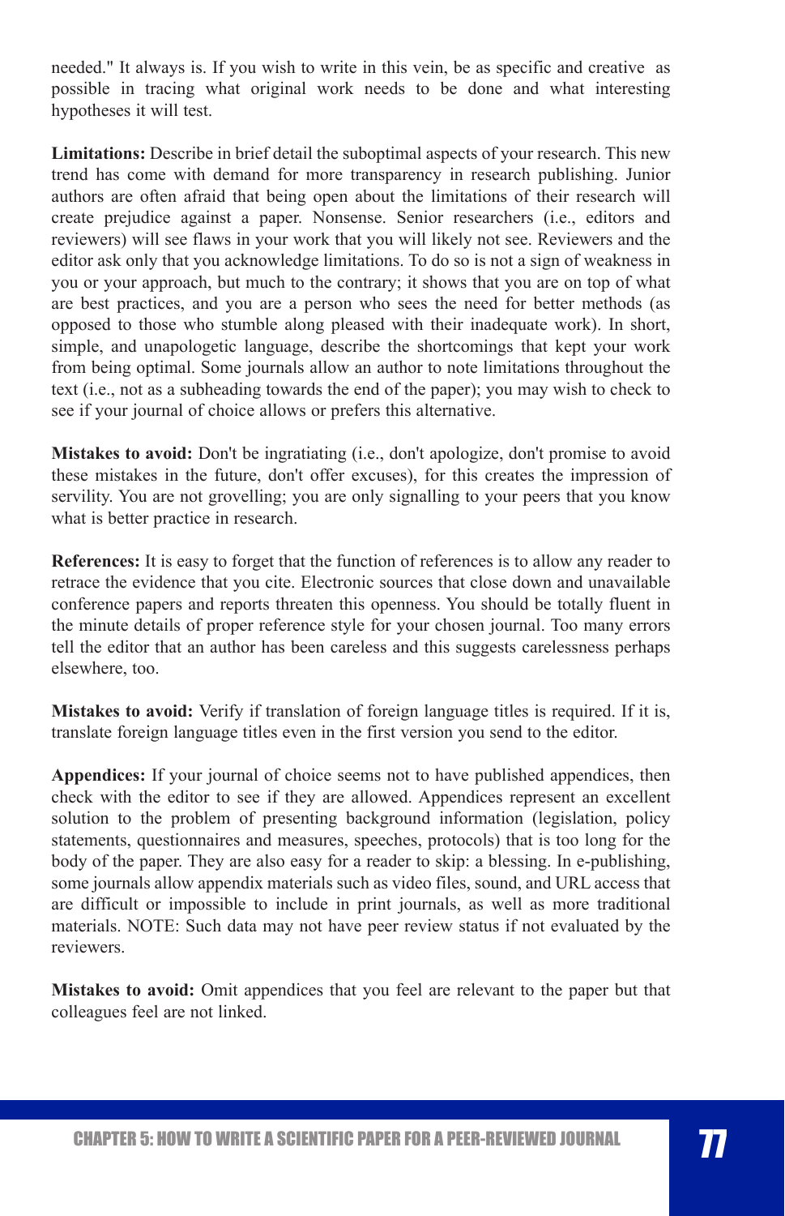needed." It always is. If you wish to write in this vein, be as specific and creative as possible in tracing what original work needs to be done and what interesting hypotheses it will test.

**Limitations:** Describe in brief detail the suboptimal aspects of your research. This new trend has come with demand for more transparency in research publishing. Junior authors are often afraid that being open about the limitations of their research will create prejudice against a paper. Nonsense. Senior researchers (i.e., editors and reviewers) will see flaws in your work that you will likely not see. Reviewers and the editor ask only that you acknowledge limitations. To do so is not a sign of weakness in you or your approach, but much to the contrary; it shows that you are on top of what are best practices, and you are a person who sees the need for better methods (as opposed to those who stumble along pleased with their inadequate work). In short, simple, and unapologetic language, describe the shortcomings that kept your work from being optimal. Some journals allow an author to note limitations throughout the text (i.e., not as a subheading towards the end of the paper); you may wish to check to see if your journal of choice allows or prefers this alternative.

**Mistakes to avoid:** Don't be ingratiating (i.e., don't apologize, don't promise to avoid these mistakes in the future, don't offer excuses), for this creates the impression of servility. You are not grovelling; you are only signalling to your peers that you know what is better practice in research.

**References:** It is easy to forget that the function of references is to allow any reader to retrace the evidence that you cite. Electronic sources that close down and unavailable conference papers and reports threaten this openness. You should be totally fluent in the minute details of proper reference style for your chosen journal. Too many errors tell the editor that an author has been careless and this suggests carelessness perhaps elsewhere, too.

**Mistakes to avoid:** Verify if translation of foreign language titles is required. If it is, translate foreign language titles even in the first version you send to the editor.

**Appendices:** If your journal of choice seems not to have published appendices, then check with the editor to see if they are allowed. Appendices represent an excellent solution to the problem of presenting background information (legislation, policy statements, questionnaires and measures, speeches, protocols) that is too long for the body of the paper. They are also easy for a reader to skip: a blessing. In e-publishing, some journals allow appendix materials such as video files, sound, and URL access that are difficult or impossible to include in print journals, as well as more traditional materials. NOTE: Such data may not have peer review status if not evaluated by the reviewers.

**Mistakes to avoid:** Omit appendices that you feel are relevant to the paper but that colleagues feel are not linked.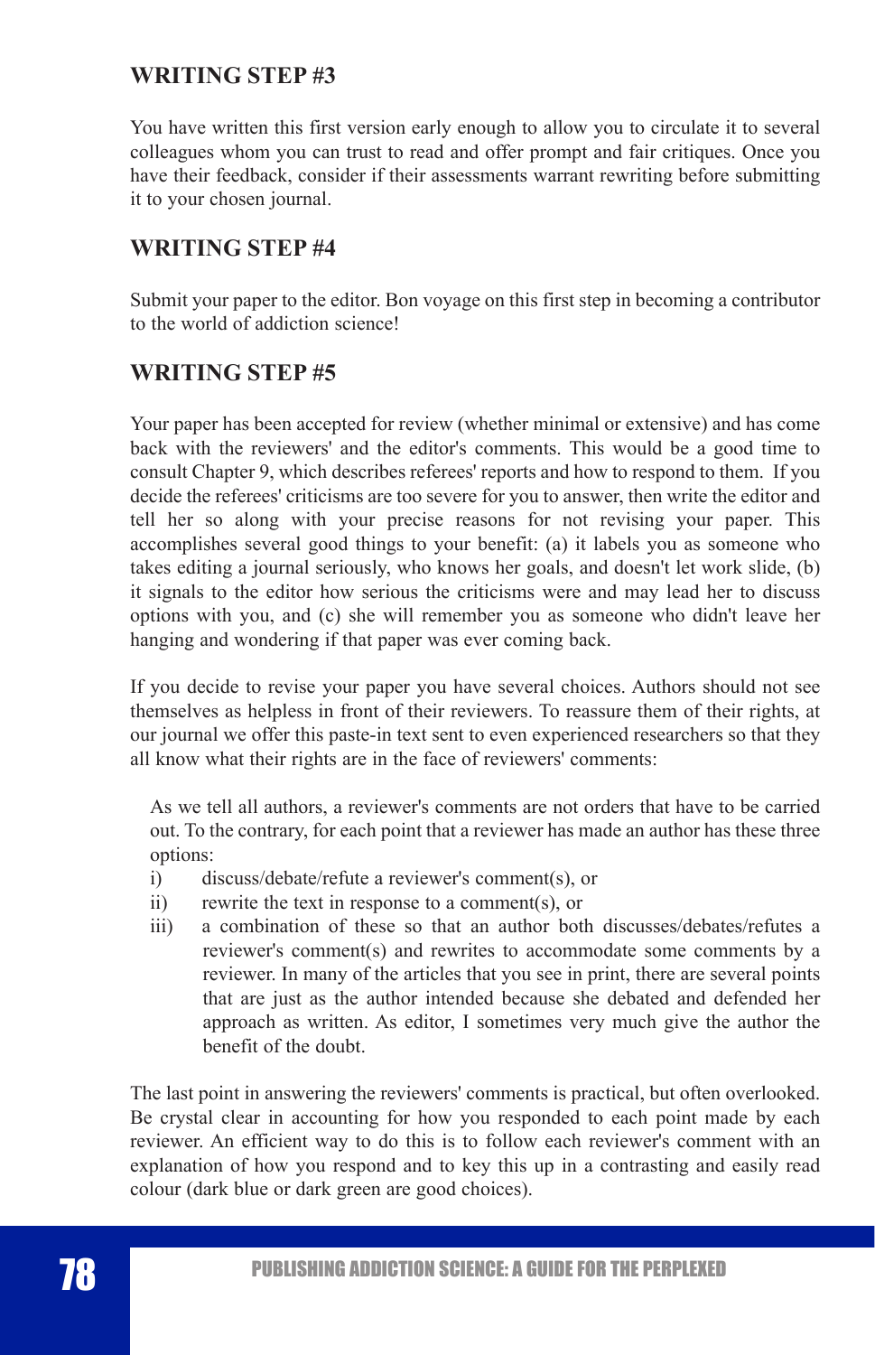## WRITING STEP #3

You have written this first version early enough to allow you to circulate it to several colleagues whom you can trust to read and offer prompt and fair critiques. Once you have their feedback, consider if their assessments warrant rewriting before submitting it to your chosen journal.

## WRITING STEP #4

Submit your paper to the editor. Bon voyage on this first step in becoming a contributor to the world of addiction science!

## WRITING STEP #5

Your paper has been accepted for review (whether minimal or extensive) and has come back with the reviewers' and the editor's comments. This would be a good time to consult Chapter 9, which describes referees' reports and how to respond to them. If you decide the referees' criticisms are too severe for you to answer, then write the editor and tell her so along with your precise reasons for not revising your paper. This accomplishes several good things to your benefit: (a) it labels you as someone who takes editing a journal seriously, who knows her goals, and doesn't let work slide, (b) it signals to the editor how serious the criticisms were and may lead her to discuss options with you, and (c) she will remember you as someone who didn't leave her hanging and wondering if that paper was ever coming back.

If you decide to revise your paper you have several choices. Authors should not see themselves as helpless in front of their reviewers. To reassure them of their rights, at our journal we offer this paste-in text sent to even experienced researchers so that they all know what their rights are in the face of reviewers' comments:

> As we tell all authors, a reviewer's comments are not orders that have to be carried out. To the contrary, for each point that a reviewer has made an author has these three options:
>
> i) discuss/debate/refute a reviewer's comment(s), or
>
> ii) rewrite the text in response to a comment(s), or
>
> iii) a combination of these so that an author both discusses/debates/refutes a reviewer's comment(s) and rewrites to accommodate some comments by a reviewer. In many of the articles that you see in print, there are several points that are just as the author intended because she debated and defended her approach as written. As editor, I sometimes very much give the author the benefit of the doubt.

The last point in answering the reviewers' comments is practical, but often overlooked. Be crystal clear in accounting for how you responded to each point made by each reviewer. An efficient way to do this is to follow each reviewer's comment with an explanation of how you respond and to key this up in a contrasting and easily read colour (dark blue or dark green are good choices).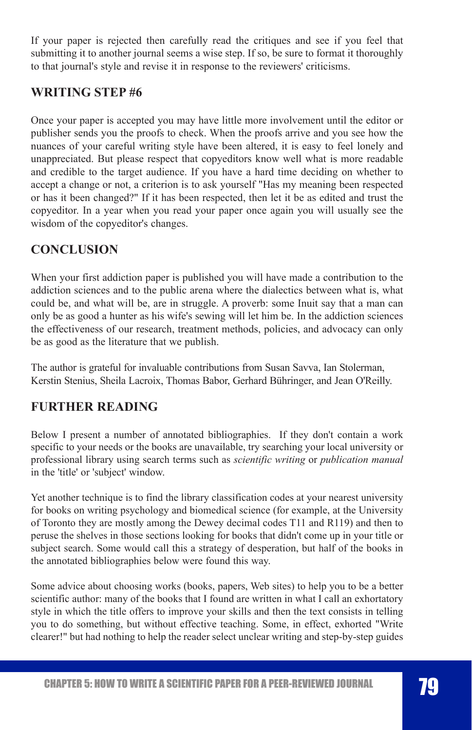If your paper is rejected then carefully read the critiques and see if you feel that submitting it to another journal seems a wise step. If so, be sure to format it thoroughly to that journal's style and revise it in response to the reviewers' criticisms.

## WRITING STEP #6

Once your paper is accepted you may have little more involvement until the editor or publisher sends you the proofs to check. When the proofs arrive and you see how the nuances of your careful writing style have been altered, it is easy to feel lonely and unappreciated. But please respect that copyeditors know well what is more readable and credible to the target audience. If you have a hard time deciding on whether to accept a change or not, a criterion is to ask yourself "Has my meaning been respected or has it been changed?" If it has been respected, then let it be as edited and trust the copyeditor. In a year when you read your paper once again you will usually see the wisdom of the copyeditor's changes.

## CONCLUSION

When your first addiction paper is published you will have made a contribution to the addiction sciences and to the public arena where the dialectics between what is, what could be, and what will be, are in struggle. A proverb: some Inuit say that a man can only be as good a hunter as his wife's sewing will let him be. In the addiction sciences the effectiveness of our research, treatment methods, policies, and advocacy can only be as good as the literature that we publish.

The author is grateful for invaluable contributions from Susan Savva, Ian Stolerman, Kerstin Stenius, Sheila Lacroix, Thomas Babor, Gerhard Bühringer, and Jean O'Reilly.

## FURTHER READING

Below I present a number of annotated bibliographies. If they don't contain a work specific to your needs or the books are unavailable, try searching your local university or professional library using search terms such as *scientific writing* or *publication manual* in the 'title' or 'subject' window.

Yet another technique is to find the library classification codes at your nearest university for books on writing psychology and biomedical science (for example, at the University of Toronto they are mostly among the Dewey decimal codes T11 and R119) and then to peruse the shelves in those sections looking for books that didn't come up in your title or subject search. Some would call this a strategy of desperation, but half of the books in the annotated bibliographies below were found this way.

Some advice about choosing works (books, papers, Web sites) to help you to be a better scientific author: many of the books that I found are written in what I call an exhortatory style in which the title offers to improve your skills and then the text consists in telling you to do something, but without effective teaching. Some, in effect, exhorted "Write clearer!" but had nothing to help the reader select unclear writing and step-by-step guides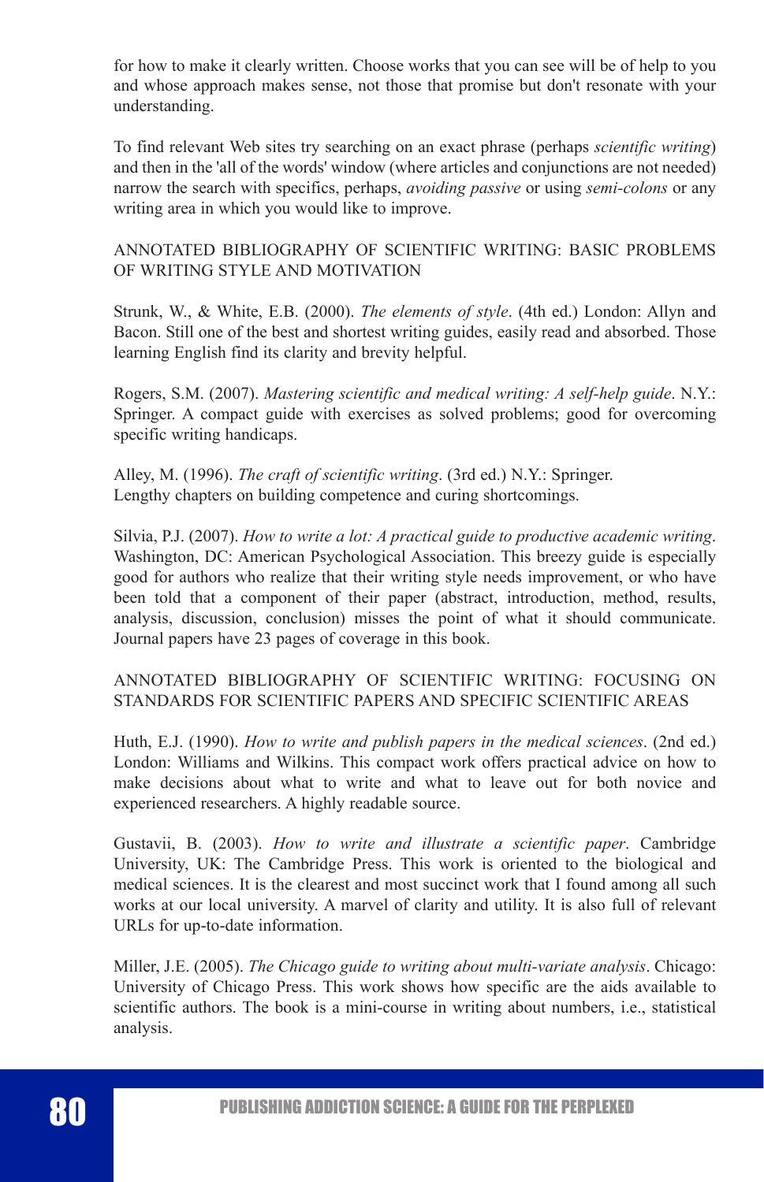for how to make it clearly written. Choose works that you can see will be of help to you and whose approach makes sense, not those that promise but don't resonate with your understanding.

To find relevant Web sites try searching on an exact phrase (perhaps *scientific writing*) and then in the 'all of the words' window (where articles and conjunctions are not needed) narrow the search with specifics, perhaps, *avoiding passive* or using *semi-colons* or any writing area in which you would like to improve.

## ANNOTATED BIBLIOGRAPHY OF SCIENTIFIC WRITING: BASIC PROBLEMS OF WRITING STYLE AND MOTIVATION

Strunk, W., & White, E.B. (2000). *The elements of style*. (4th ed.) London: Allyn and Bacon. Still one of the best and shortest writing guides, easily read and absorbed. Those learning English find its clarity and brevity helpful.

Rogers, S.M. (2007). *Mastering scientific and medical writing: A self-help guide*. N.Y.: Springer. A compact guide with exercises as solved problems; good for overcoming specific writing handicaps.

Alley, M. (1996). *The craft of scientific writing*. (3rd ed.) N.Y.: Springer.
Lengthy chapters on building competence and curing shortcomings.

Silvia, P.J. (2007). *How to write a lot: A practical guide to productive academic writing*. Washington, DC: American Psychological Association. This breezy guide is especially good for authors who realize that their writing style needs improvement, or who have been told that a component of their paper (abstract, introduction, method, results, analysis, discussion, conclusion) misses the point of what it should communicate. Journal papers have 23 pages of coverage in this book.

## ANNOTATED BIBLIOGRAPHY OF SCIENTIFIC WRITING: FOCUSING ON STANDARDS FOR SCIENTIFIC PAPERS AND SPECIFIC SCIENTIFIC AREAS

Huth, E.J. (1990). *How to write and publish papers in the medical sciences*. (2nd ed.) London: Williams and Wilkins. This compact work offers practical advice on how to make decisions about what to write and what to leave out for both novice and experienced researchers. A highly readable source.

Gustavii, B. (2003). *How to write and illustrate a scientific paper*. Cambridge University, UK: The Cambridge Press. This work is oriented to the biological and medical sciences. It is the clearest and most succinct work that I found among all such works at our local university. A marvel of clarity and utility. It is also full of relevant URLs for up-to-date information.

Miller, J.E. (2005). *The Chicago guide to writing about multi-variate analysis*. Chicago: University of Chicago Press. This work shows how specific are the aids available to scientific authors. The book is a mini-course in writing about numbers, i.e., statistical analysis.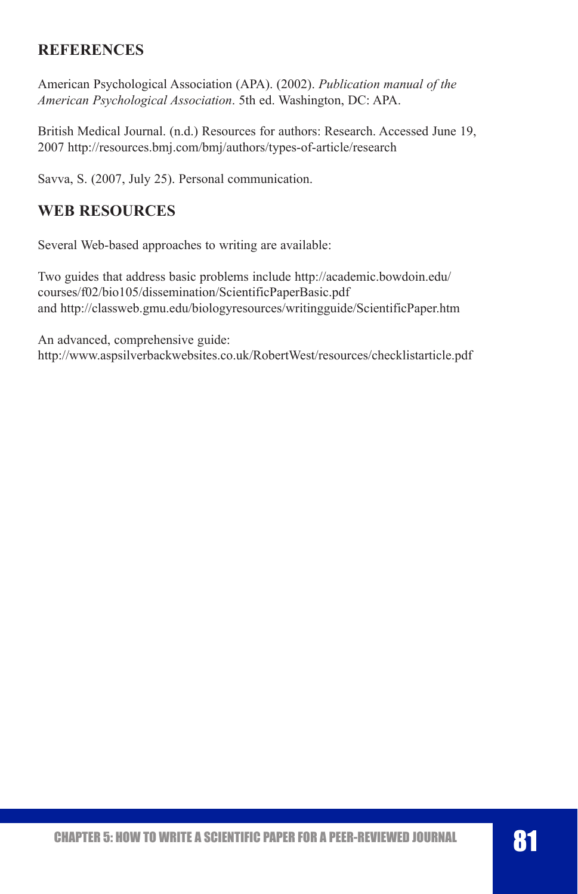## REFERENCES

American Psychological Association (APA). (2002). *Publication manual of the American Psychological Association*. 5th ed. Washington, DC: APA.

British Medical Journal. (n.d.) Resources for authors: Research. Accessed June 19, 2007 http://resources.bmj.com/bmj/authors/types-of-article/research

Savva, S. (2007, July 25). Personal communication.

## WEB RESOURCES

Several Web-based approaches to writing are available:

Two guides that address basic problems include http://academic.bowdoin.edu/courses/f02/bio105/dissemination/ScientificPaperBasic.pdf
and http://classweb.gmu.edu/biologyresources/writingguide/ScientificPaper.htm

An advanced, comprehensive guide:
http://www.aspsilverbackwebsites.co.uk/RobertWest/resources/checklistarticle.pdf